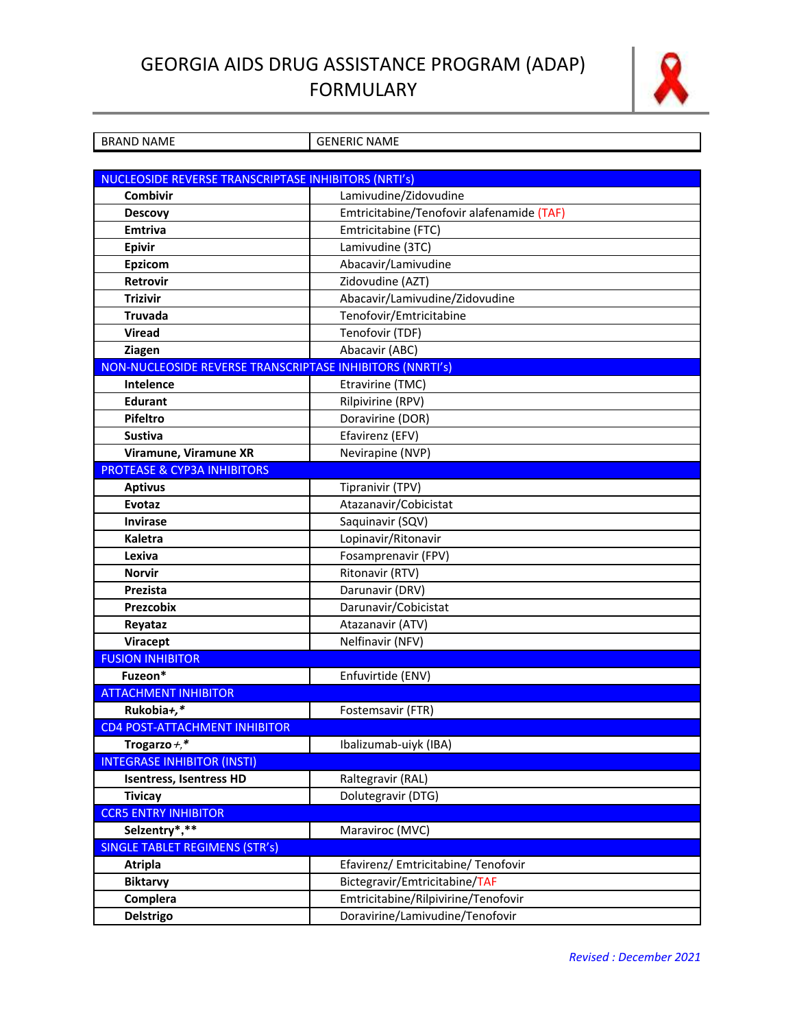# GEORGIA AIDS DRUG ASSISTANCE PROGRAM (ADAP) FORMULARY

| BRAND NAME | GENERIC NAME |
|---|---|
| **NUCLEOSIDE REVERSE TRANSCRIPTASE INHIBITORS (NRTI's)** | |
| **Combivir** | Lamivudine/Zidovudine |
| **Descovy** | Emtricitabine/Tenofovir alafenamide (TAF) |
| **Emtriva** | Emtricitabine (FTC) |
| **Epivir** | Lamivudine (3TC) |
| **Epzicom** | Abacavir/Lamivudine |
| **Retrovir** | Zidovudine (AZT) |
| **Trizivir** | Abacavir/Lamivudine/Zidovudine |
| **Truvada** | Tenofovir/Emtricitabine |
| **Viread** | Tenofovir (TDF) |
| **Ziagen** | Abacavir (ABC) |
| **NON-NUCLEOSIDE REVERSE TRANSCRIPTASE INHIBITORS (NNRTI's)** | |
| **Intelence** | Etravirine (TMC) |
| **Edurant** | Rilpivirine (RPV) |
| **Pifeltro** | Doravirine (DOR) |
| **Sustiva** | Efavirenz (EFV) |
| **Viramune, Viramune XR** | Nevirapine (NVP) |
| **PROTEASE & CYP3A INHIBITORS** | |
| **Aptivus** | Tipranivir (TPV) |
| **Evotaz** | Atazanavir/Cobicistat |
| **Invirase** | Saquinavir (SQV) |
| **Kaletra** | Lopinavir/Ritonavir |
| **Lexiva** | Fosamprenavir (FPV) |
| **Norvir** | Ritonavir (RTV) |
| **Prezista** | Darunavir (DRV) |
| **Prezcobix** | Darunavir/Cobicistat |
| **Reyataz** | Atazanavir (ATV) |
| **Viracept** | Nelfinavir (NFV) |
| **FUSION INHIBITOR** | |
| **Fuzeon*** | Enfuvirtide (ENV) |
| **ATTACHMENT INHIBITOR** | |
| **Rukobia+,*** | Fostemsavir (FTR) |
| **CD4 POST-ATTACHMENT INHIBITOR** | |
| **Trogarzo** *+*,* | Ibalizumab-uiyk (IBA) |
| **INTEGRASE INHIBITOR (INSTI)** | |
| **Isentress, Isentress HD** | Raltegravir (RAL) |
| **Tivicay** | Dolutegravir (DTG) |
| **CCR5 ENTRY INHIBITOR** | |
| **Selzentry*,**** | Maraviroc (MVC) |
| **SINGLE TABLET REGIMENS (STR's)** | |
| **Atripla** | Efavirenz/ Emtricitabine/ Tenofovir |
| **Biktarvy** | Bictegravir/Emtricitabine/TAF |
| **Complera** | Emtricitabine/Rilpivirine/Tenofovir |
| **Delstrigo** | Doravirine/Lamivudine/Tenofovir |

*Revised : December 2021*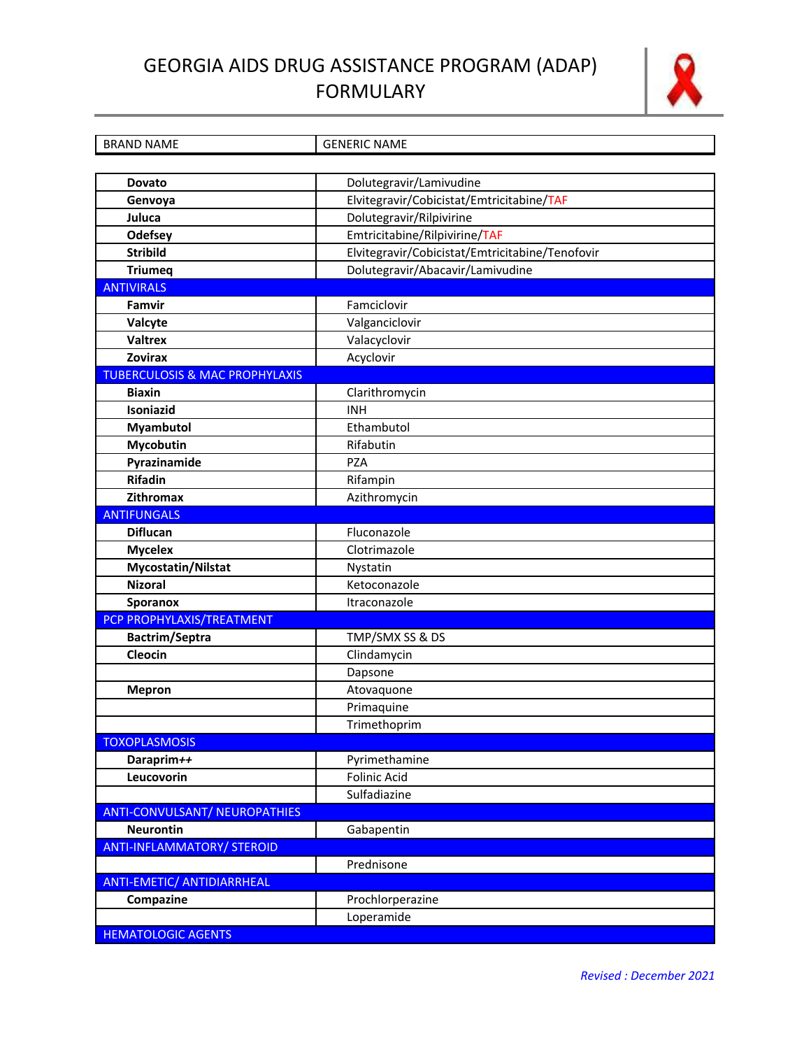# GEORGIA AIDS DRUG ASSISTANCE PROGRAM (ADAP) FORMULARY

| BRAND NAME | GENERIC NAME |
|---|---|
| **Dovato** | Dolutegravir/Lamivudine |
| **Genvoya** | Elvitegravir/Cobicistat/Emtricitabine/TAF |
| **Juluca** | Dolutegravir/Rilpivirine |
| **Odefsey** | Emtricitabine/Rilpivirine/TAF |
| **Stribild** | Elvitegravir/Cobicistat/Emtricitabine/Tenofovir |
| **Triumeq** | Dolutegravir/Abacavir/Lamivudine |
| ANTIVIRALS | |
| **Famvir** | Famciclovir |
| **Valcyte** | Valganciclovir |
| **Valtrex** | Valacyclovir |
| **Zovirax** | Acyclovir |
| TUBERCULOSIS & MAC PROPHYLAXIS | |
| **Biaxin** | Clarithromycin |
| **Isoniazid** | INH |
| **Myambutol** | Ethambutol |
| **Mycobutin** | Rifabutin |
| **Pyrazinamide** | PZA |
| **Rifadin** | Rifampin |
| **Zithromax** | Azithromycin |
| ANTIFUNGALS | |
| **Diflucan** | Fluconazole |
| **Mycelex** | Clotrimazole |
| **Mycostatin/Nilstat** | Nystatin |
| **Nizoral** | Ketoconazole |
| **Sporanox** | Itraconazole |
| PCP PROPHYLAXIS/TREATMENT | |
| **Bactrim/Septra** | TMP/SMX SS & DS |
| **Cleocin** | Clindamycin |
| | Dapsone |
| **Mepron** | Atovaquone |
| | Primaquine |
| | Trimethoprim |
| TOXOPLASMOSIS | |
| **Daraprim++** | Pyrimethamine |
| **Leucovorin** | Folinic Acid |
| | Sulfadiazine |
| ANTI-CONVULSANT/ NEUROPATHIES | |
| **Neurontin** | Gabapentin |
| ANTI-INFLAMMATORY/ STEROID | |
| | Prednisone |
| ANTI-EMETIC/ ANTIDIARRHEAL | |
| **Compazine** | Prochlorperazine |
| | Loperamide |
| HEMATOLOGIC AGENTS | |

*Revised : December 2021*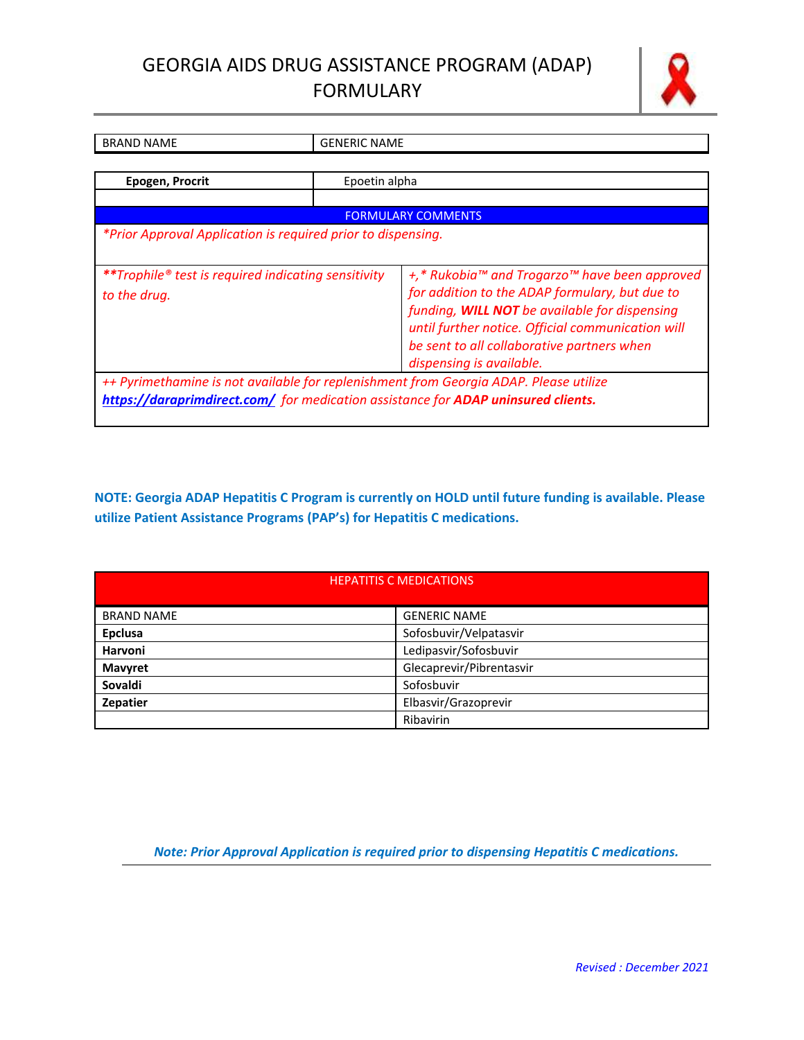# GEORGIA AIDS DRUG ASSISTANCE PROGRAM (ADAP) FORMULARY

| BRAND NAME | GENERIC NAME |
|---|---|
| **Epogen, Procrit** | Epoetin alpha |
| | |

**FORMULARY COMMENTS**

*\*Prior Approval Application is required prior to dispensing.*

*\*\*Trophile® test is required indicating sensitivity to the drug.*

*+,\* Rukobia™ and Trogarzo™ have been approved for addition to the ADAP formulary, but due to funding, **WILL NOT** be available for dispensing until further notice. Official communication will be sent to all collaborative partners when dispensing is available.*

*++ Pyrimethamine is not available for replenishment from Georgia ADAP. Please utilize **https://daraprimdirect.com/** for medication assistance for **ADAP uninsured clients.***

**NOTE: Georgia ADAP Hepatitis C Program is currently on HOLD until future funding is available. Please utilize Patient Assistance Programs (PAP's) for Hepatitis C medications.**

## HEPATITIS C MEDICATIONS

| BRAND NAME | GENERIC NAME |
|---|---|
| **Epclusa** | Sofosbuvir/Velpatasvir |
| **Harvoni** | Ledipasvir/Sofosbuvir |
| **Mavyret** | Glecaprevir/Pibrentasvir |
| **Sovaldi** | Sofosbuvir |
| **Zepatier** | Elbasvir/Grazoprevir |
| | Ribavirin |

***Note: Prior Approval Application is required prior to dispensing Hepatitis C medications.***

*Revised : December 2021*